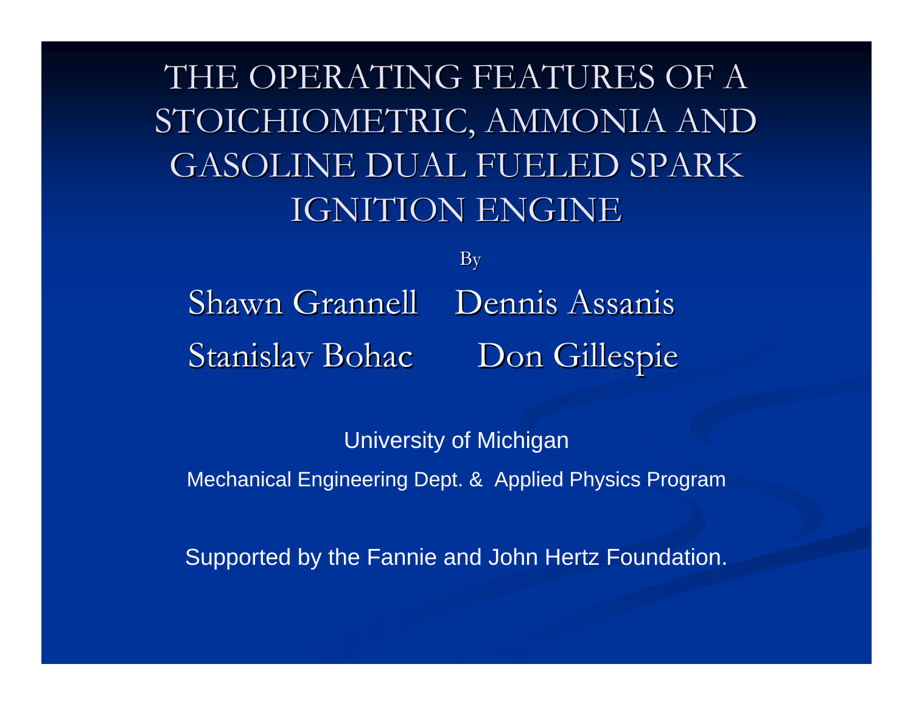# THE OPERATING FEATURES OF A STOICHIOMETRIC, AMMONIA AND GASOLINE DUAL FUELED SPARK IGNITION ENGINE

By

Shawn Grannell Dennis Assanis

Stanislav Bohac Don Gillespie

University of Michigan

Mechanical Engineering Dept. & Applied Physics Program

Supported by the Fannie and John Hertz Foundation.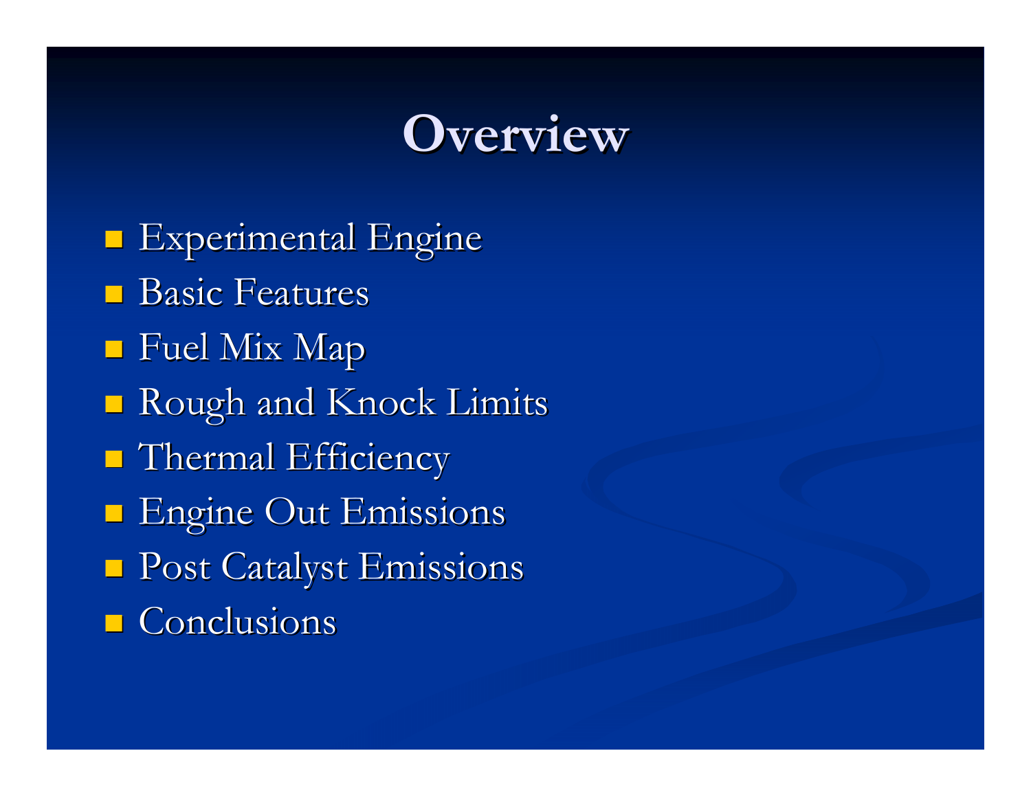# Overview

- Experimental Engine
- Basic Features
- Fuel Mix Map
- Rough and Knock Limits
- Thermal Efficiency
- Engine Out Emissions
- Post Catalyst Emissions
- Conclusions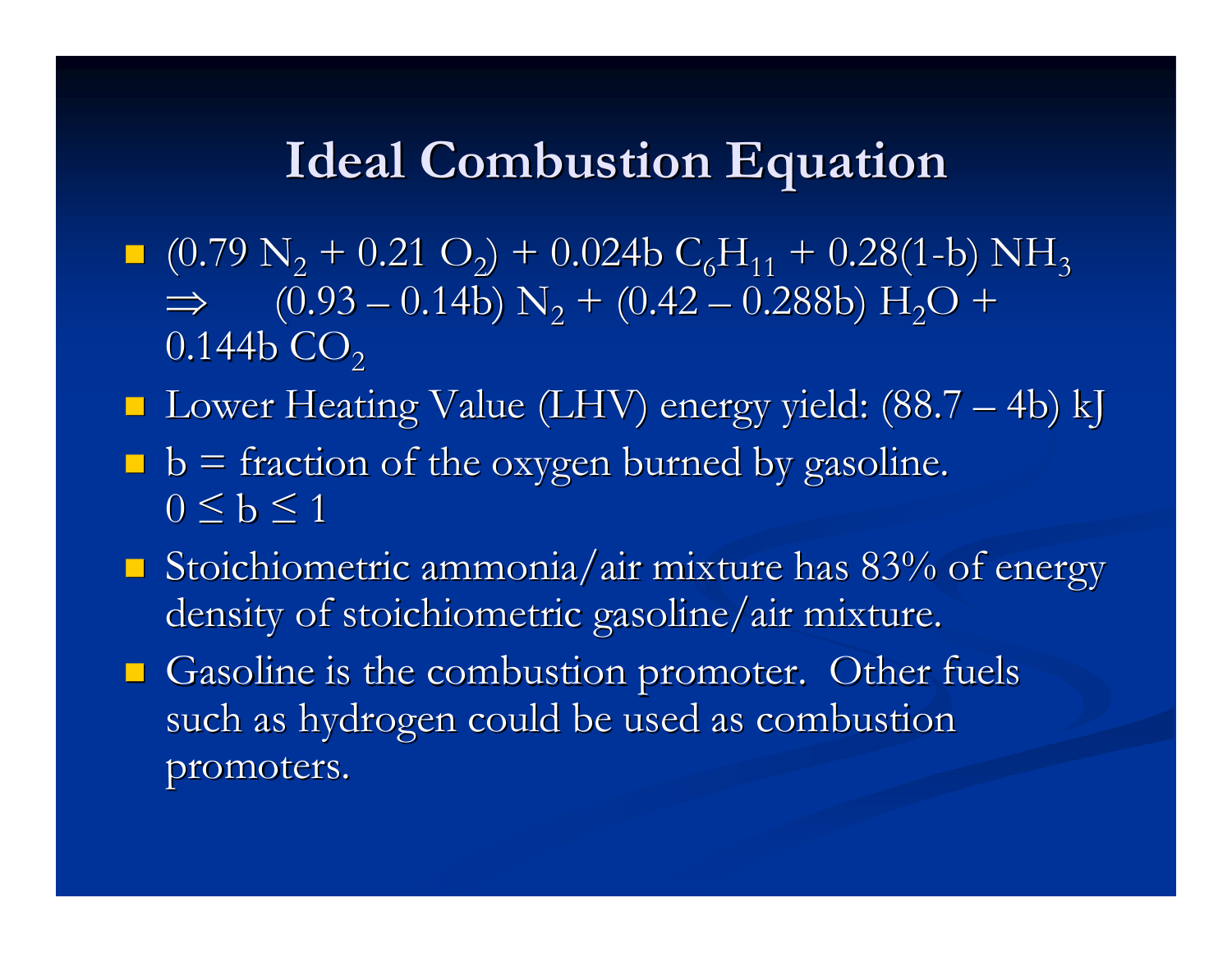# Ideal Combustion Equation

- $(0.79\ N_2 + 0.21\ O_2) + 0.024b\ C_6H_{11} + 0.28(1\text{-}b)\ NH_3 \Rightarrow (0.93 – 0.14b)\ N_2 + (0.42 – 0.288b)\ H_2O + 0.144b\ CO_2$
- Lower Heating Value (LHV) energy yield: (88.7 – 4b) kJ
- b = fraction of the oxygen burned by gasoline. $0 \leq b \leq 1$
- Stoichiometric ammonia/air mixture has 83% of energy density of stoichiometric gasoline/air mixture.
- Gasoline is the combustion promoter. Other fuels such as hydrogen could be used as combustion promoters.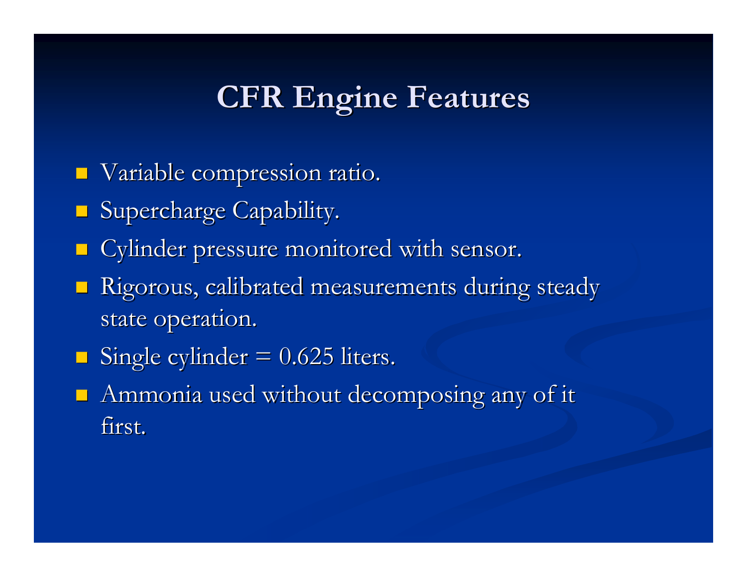# CFR Engine Features

- Variable compression ratio.
- Supercharge Capability.
- Cylinder pressure monitored with sensor.
- Rigorous, calibrated measurements during steady state operation.
- Single cylinder = 0.625 liters.
- Ammonia used without decomposing any of it first.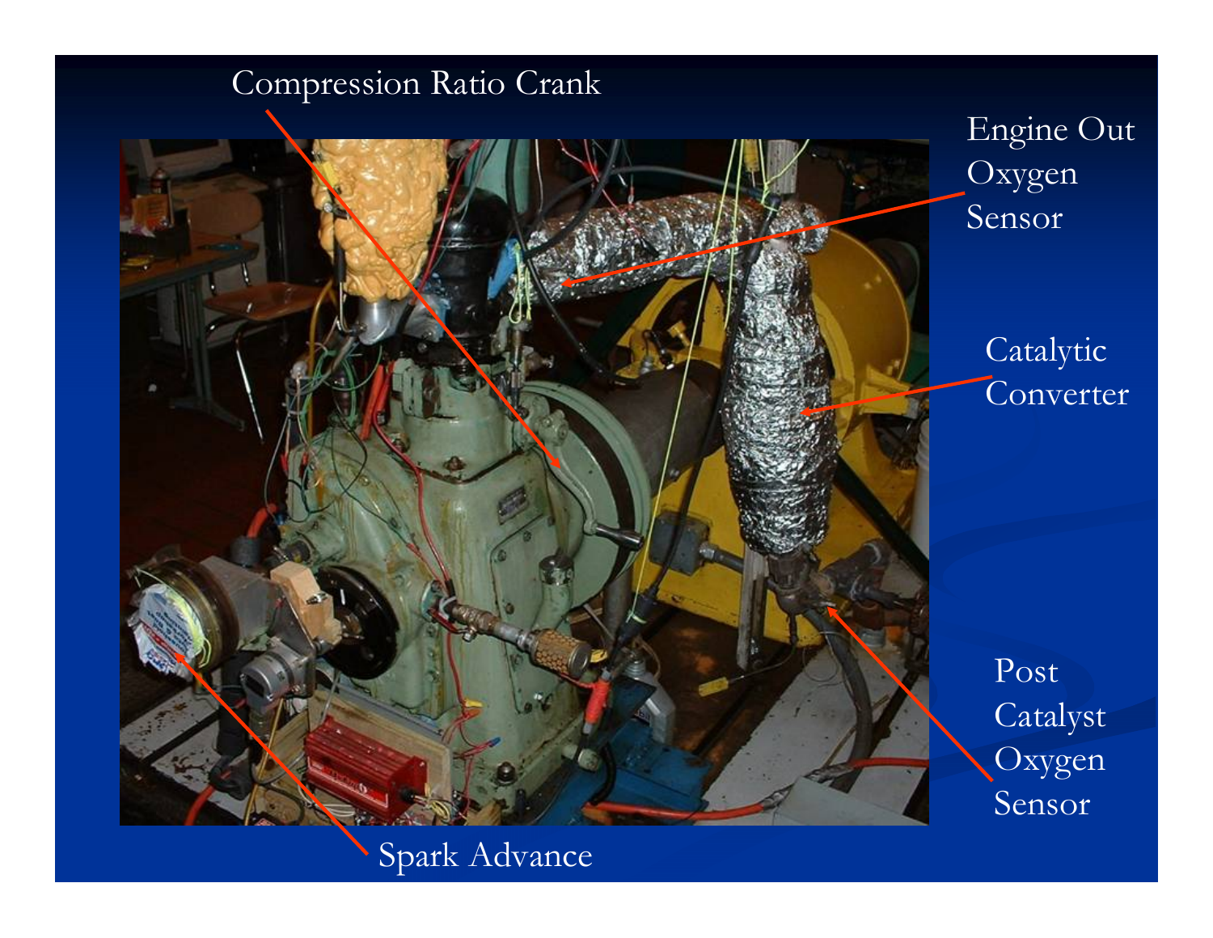Compression Ratio Crank

Engine Out Oxygen Sensor

Catalytic Converter

Post Catalyst Oxygen Sensor

Spark Advance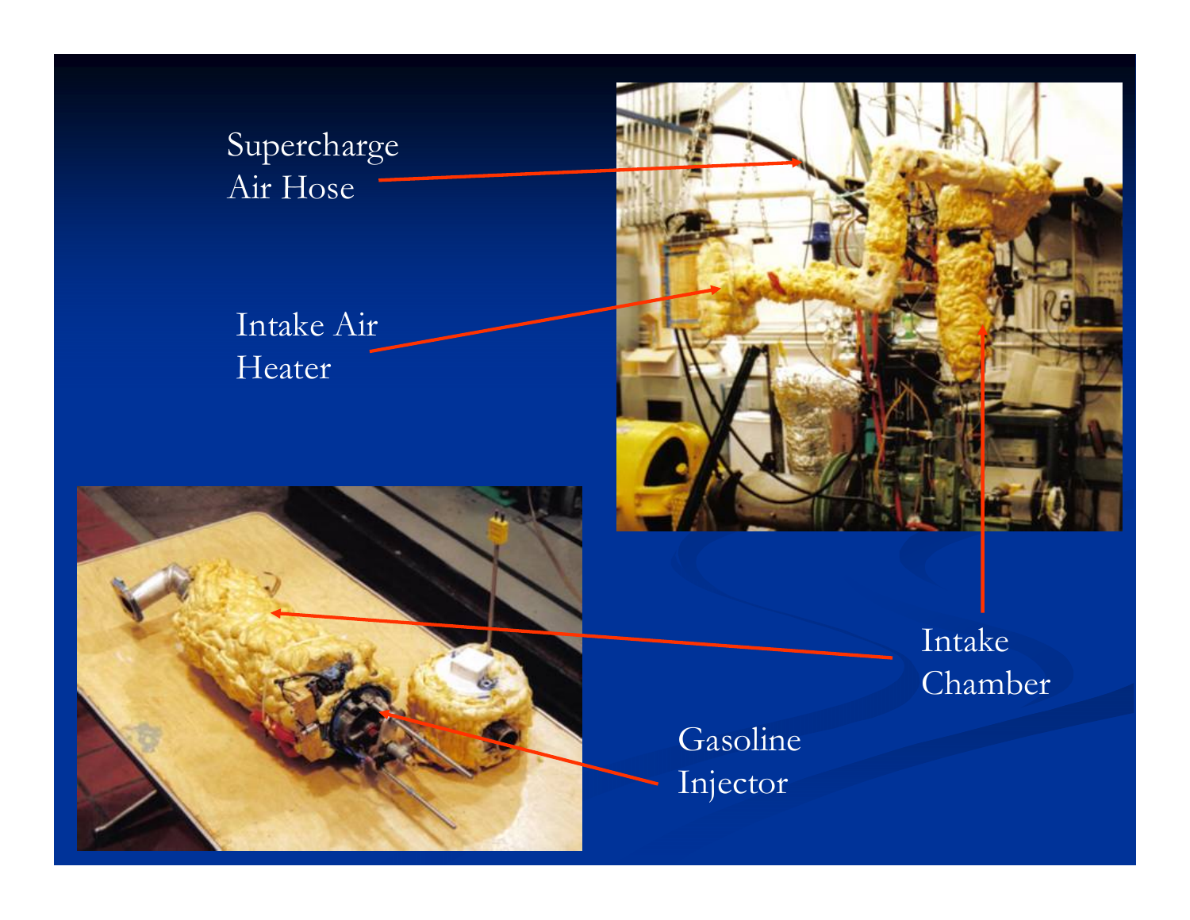Supercharge Air Hose

Intake Air Heater

Intake Chamber

Gasoline Injector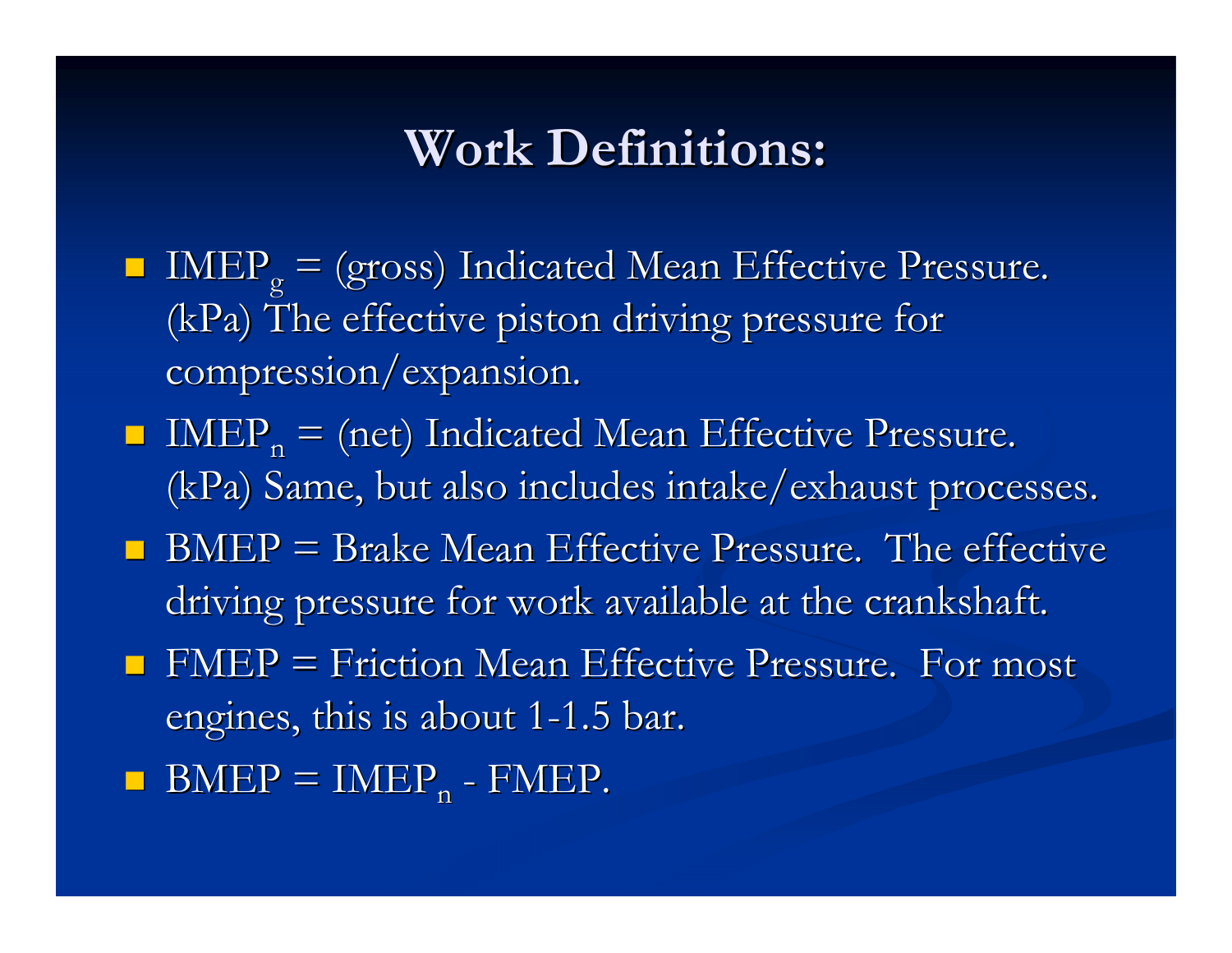# Work Definitions:

- $IMEP_g$ = (gross) Indicated Mean Effective Pressure. (kPa) The effective piston driving pressure for compression/expansion.
- $IMEP_n$ = (net) Indicated Mean Effective Pressure. (kPa) Same, but also includes intake/exhaust processes.
- BMEP = Brake Mean Effective Pressure. The effective driving pressure for work available at the crankshaft.
- FMEP = Friction Mean Effective Pressure. For most engines, this is about 1-1.5 bar.
- $BMEP = IMEP_n - FMEP$.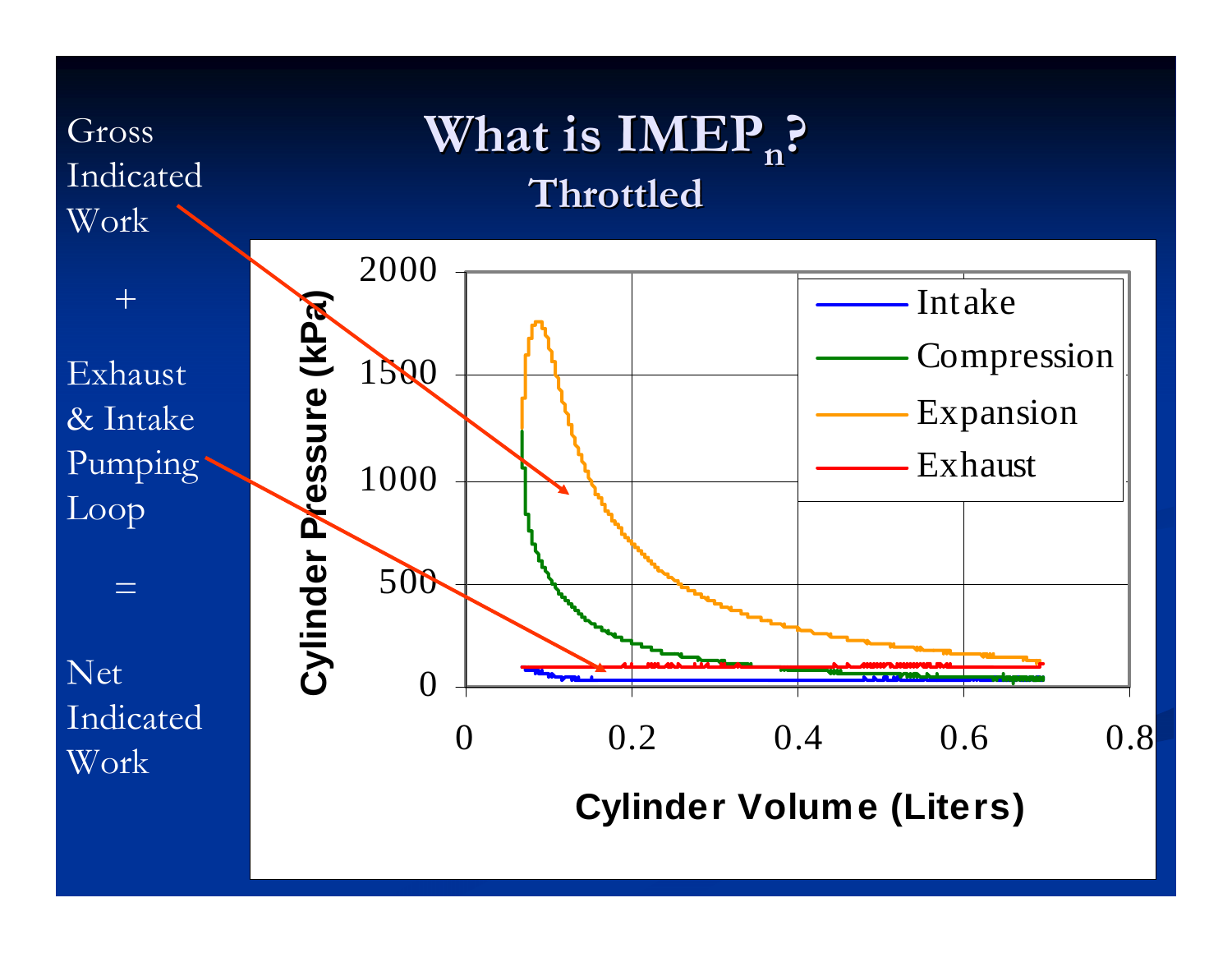# What is $IMEP_n$?

## Throttled

Gross Indicated Work

+

Exhaust & Intake Pumping Loop

=

Net Indicated Work

Cylinder Pressure (kPa) vs. Cylinder Volume (Liters)

Legend: Intake, Compression, Expansion, Exhaust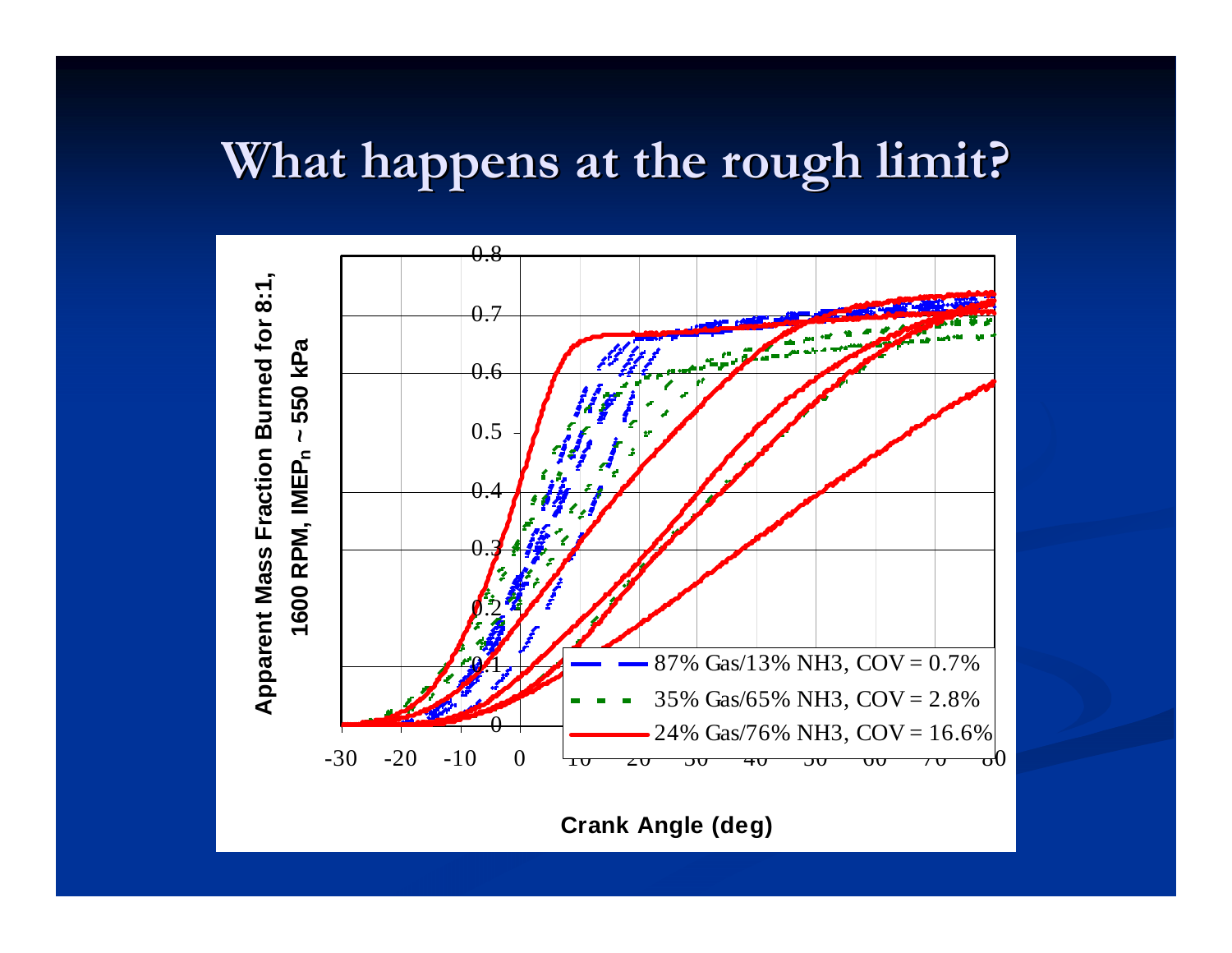# What happens at the rough limit?

Apparent Mass Fraction Burned for 8:1, 1600 RPM, $IMEP_n$ ~ 550 kPa

Crank Angle (deg)

- 87% Gas/13% NH3, COV = 0.7%
- 35% Gas/65% NH3, COV = 2.8%
- 24% Gas/76% NH3, COV = 16.6%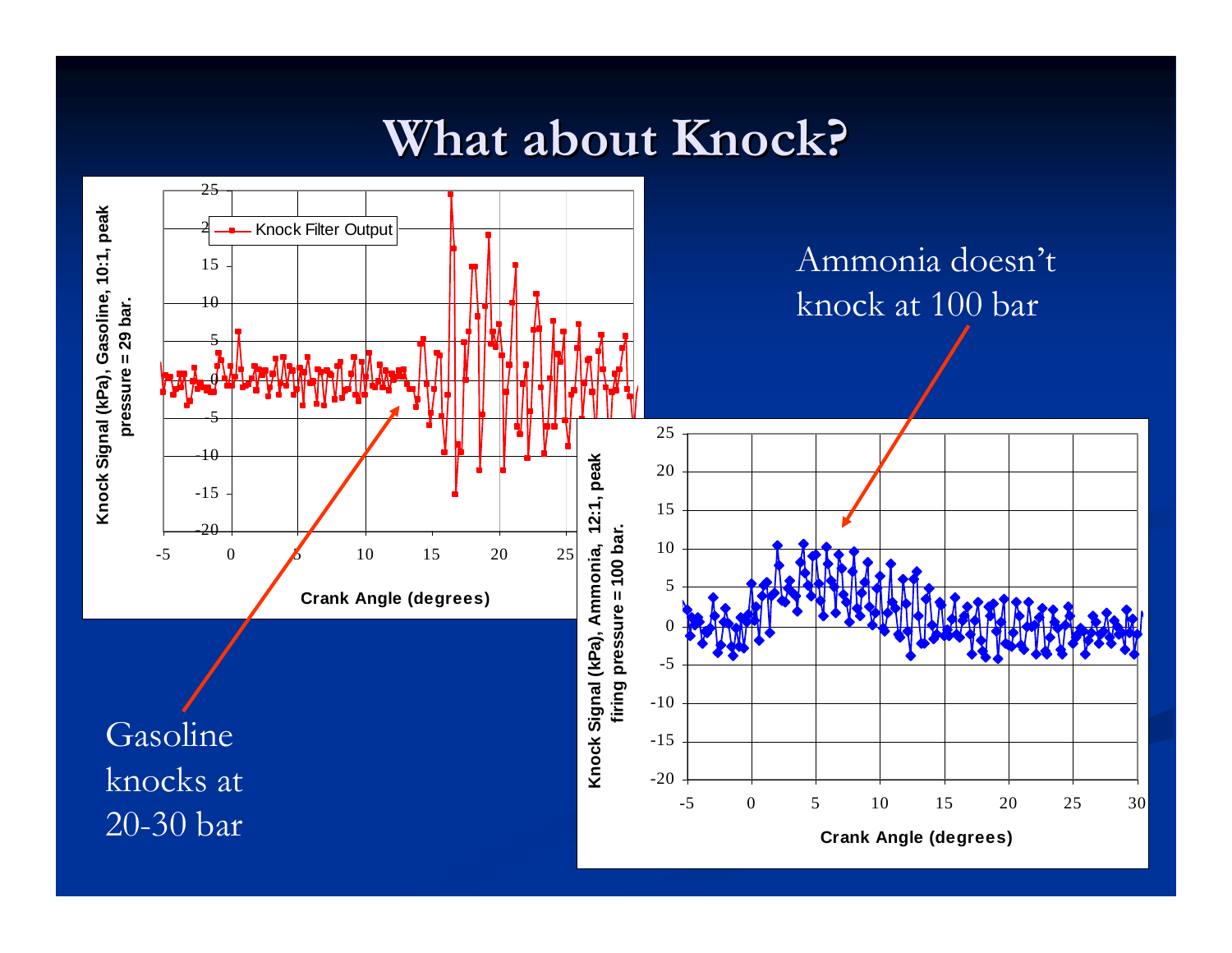# What about Knock?

Ammonia doesn't knock at 100 bar

Gasoline knocks at 20-30 bar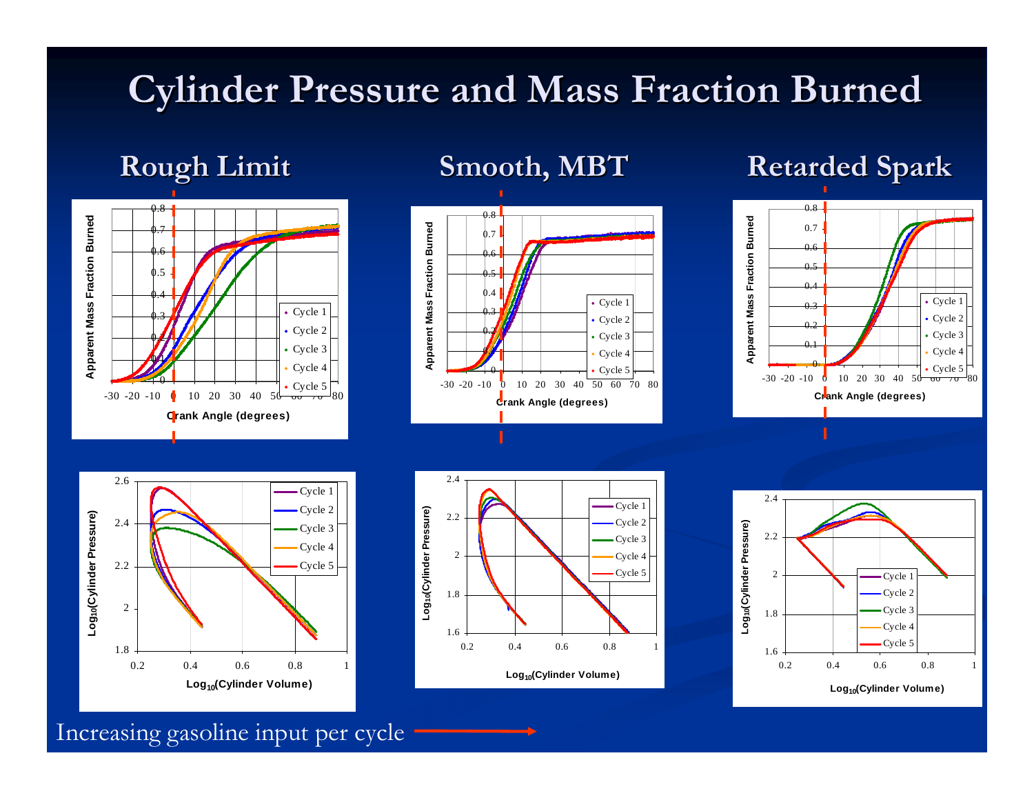# Cylinder Pressure and Mass Fraction Burned

## Rough Limit

## Smooth, MBT

## Retarded Spark

Increasing gasoline input per cycle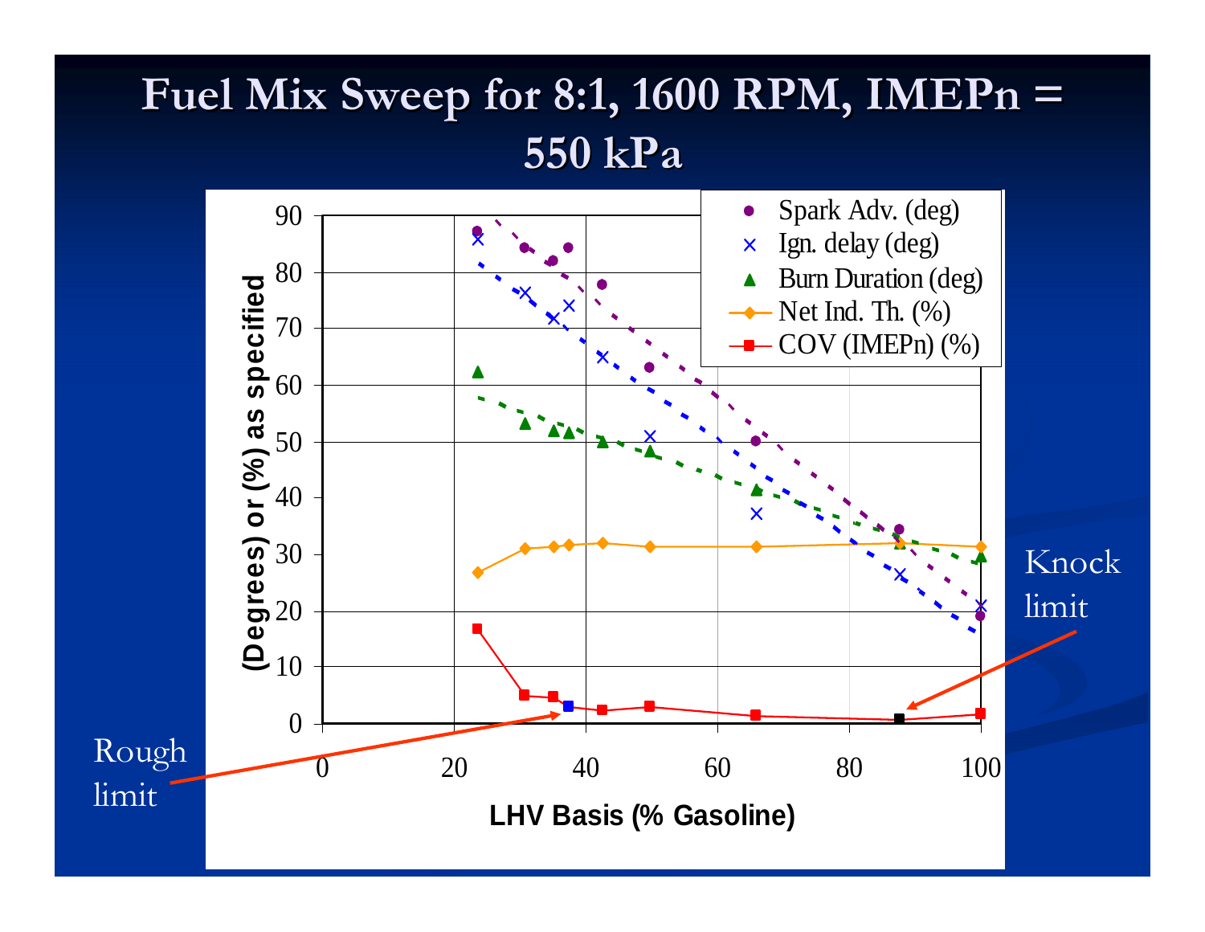# Fuel Mix Sweep for 8:1, 1600 RPM, IMEPn = 550 kPa

Rough limit

Knock limit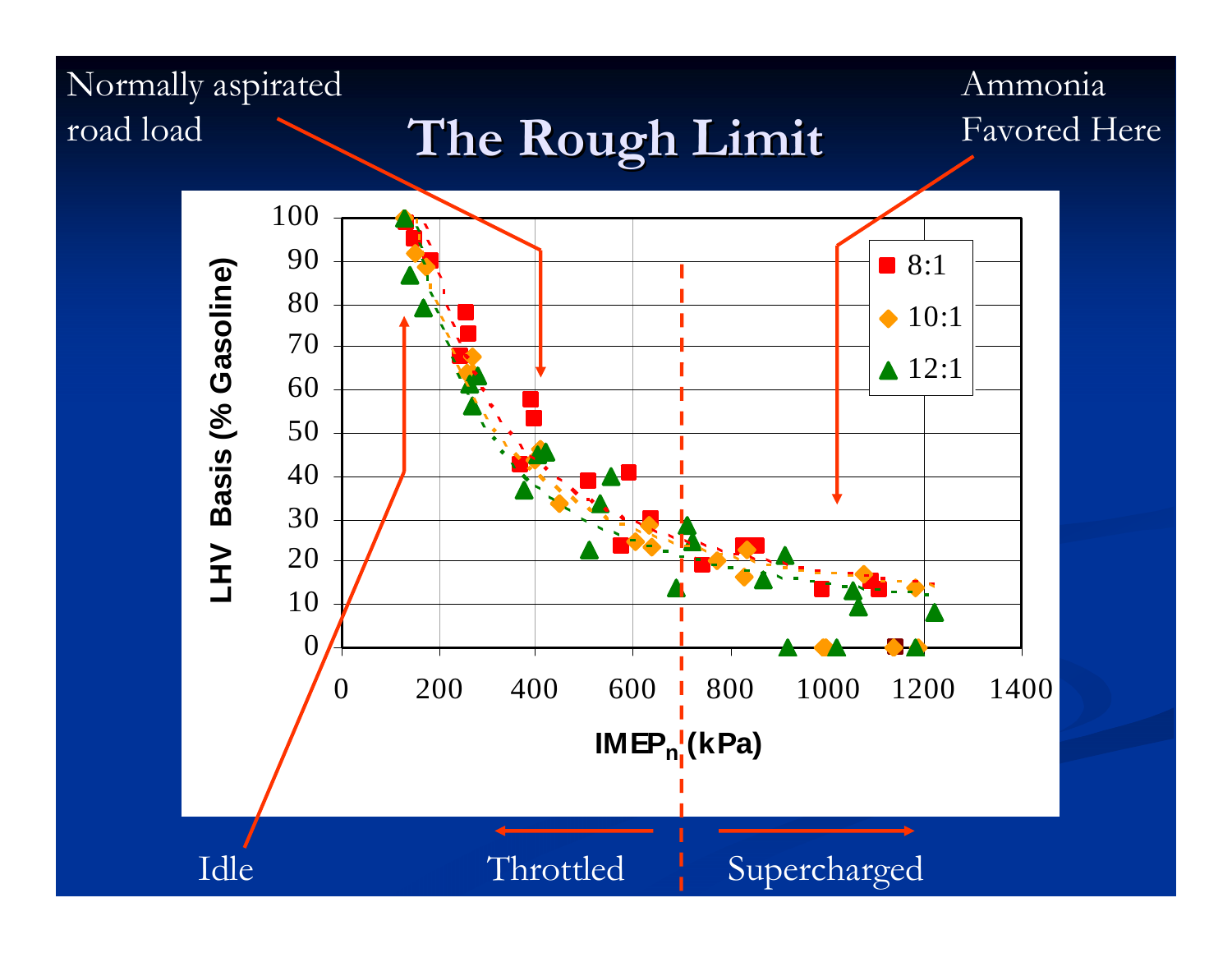# The Rough Limit

Normally aspirated road load

Ammonia Favored Here

LHV Basis (% Gasoline)

$IMEP_n$ (kPa)

8:1

10:1

12:1

Idle

Throttled

Supercharged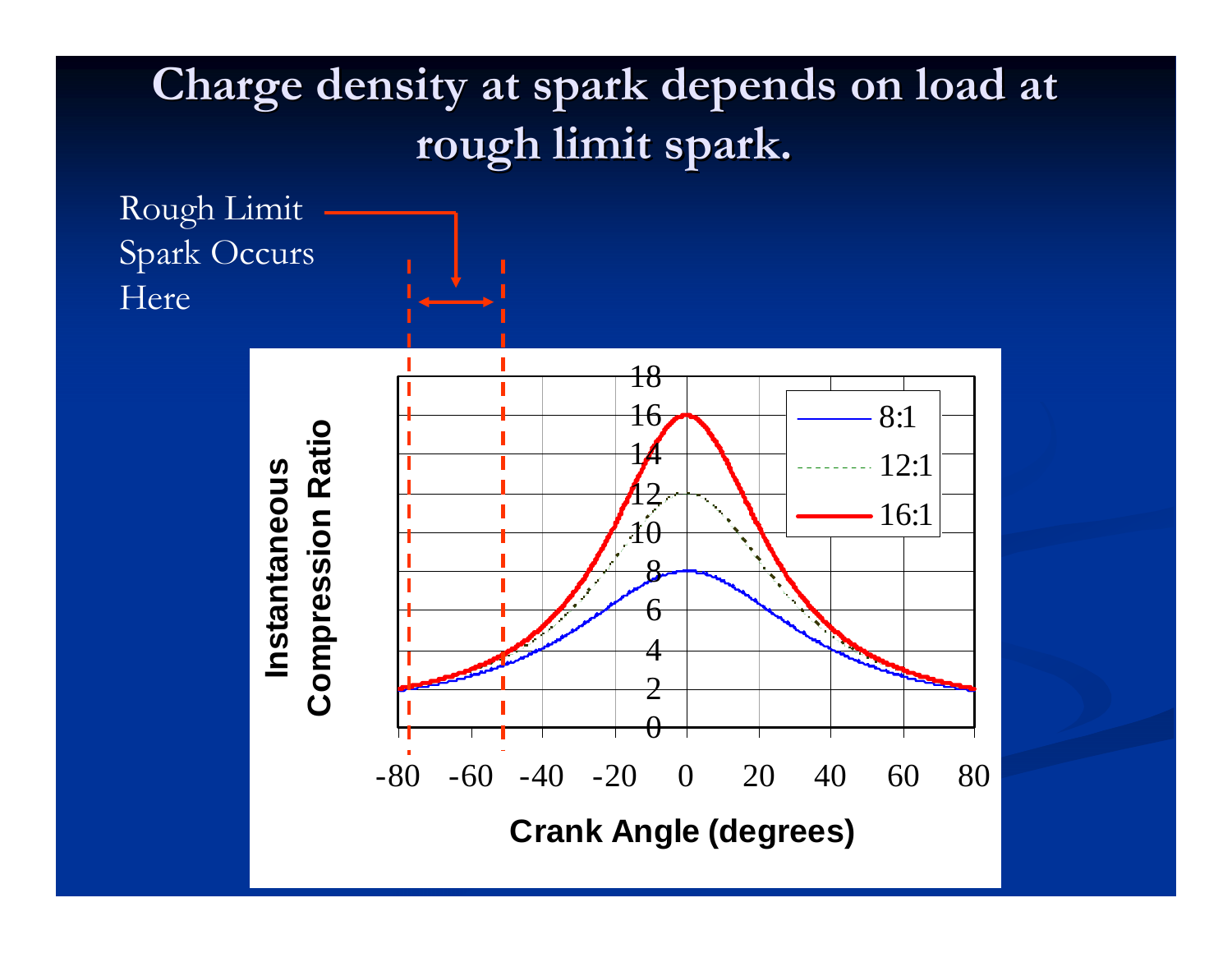# Charge density at spark depends on load at rough limit spark.

Rough Limit Spark Occurs Here

Instantaneous Compression Ratio

Crank Angle (degrees)

8:1

12:1

16:1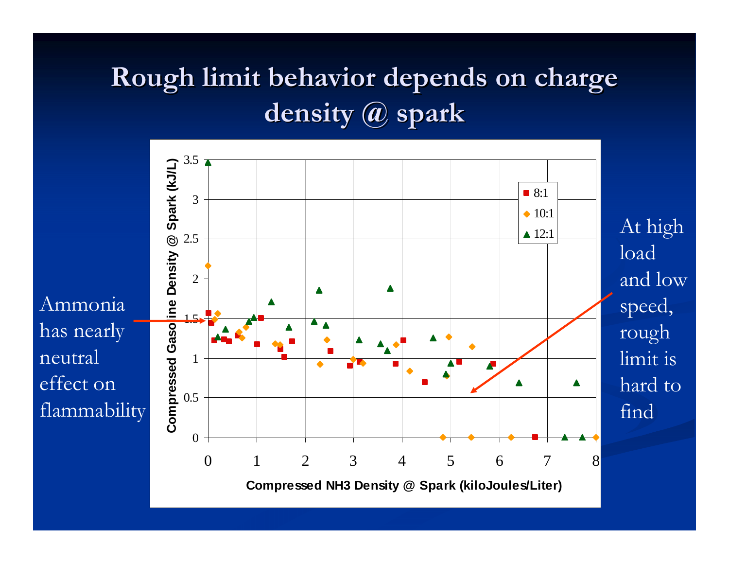# Rough limit behavior depends on charge density @ spark

Ammonia has nearly neutral effect on flammability

At high load and low speed, rough limit is hard to find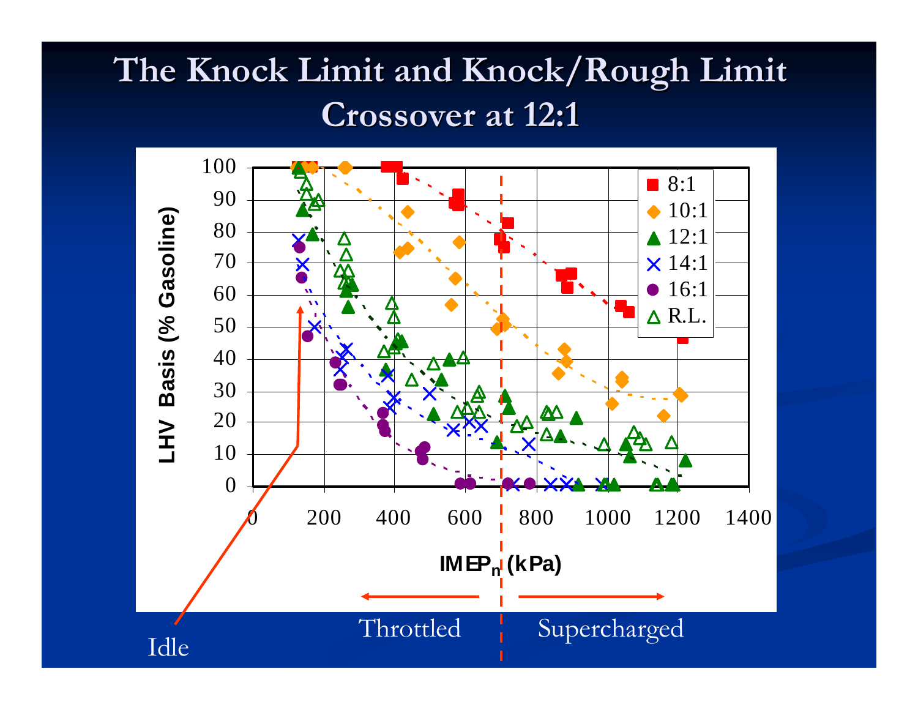# The Knock Limit and Knock/Rough Limit Crossover at 12:1

LHV Basis (% Gasoline)

IMEP$_n$ (kPa)

Legend: 8:1, 10:1, 12:1, 14:1, 16:1, R.L.

Idle

Throttled

Supercharged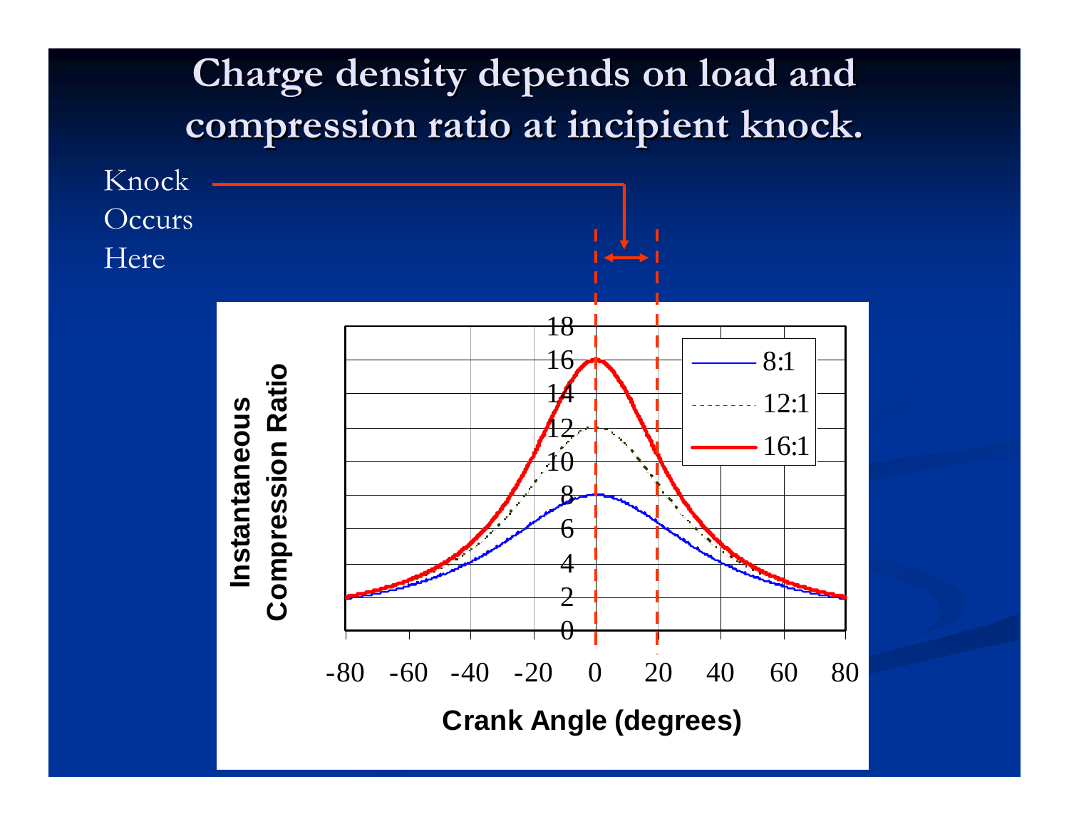# Charge density depends on load and compression ratio at incipient knock.

Knock Occurs Here

Instantaneous Compression Ratio

Crank Angle (degrees)

8:1

12:1

16:1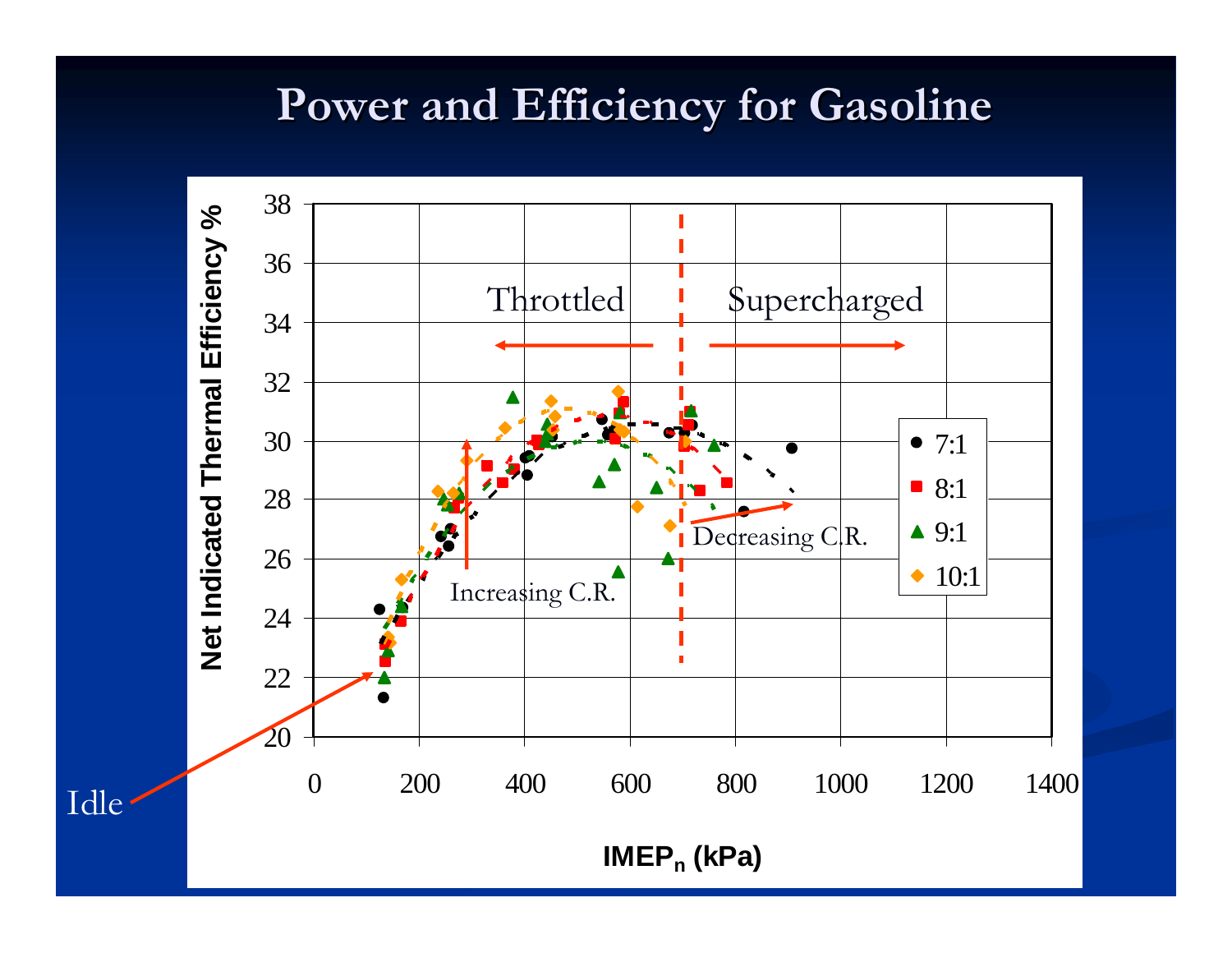# Power and Efficiency for Gasoline

Net Indicated Thermal Efficiency %

Throttled

Supercharged

Increasing C.R.

Decreasing C.R.

Idle

7:1
8:1
9:1
10:1

$IMEP_n$ (kPa)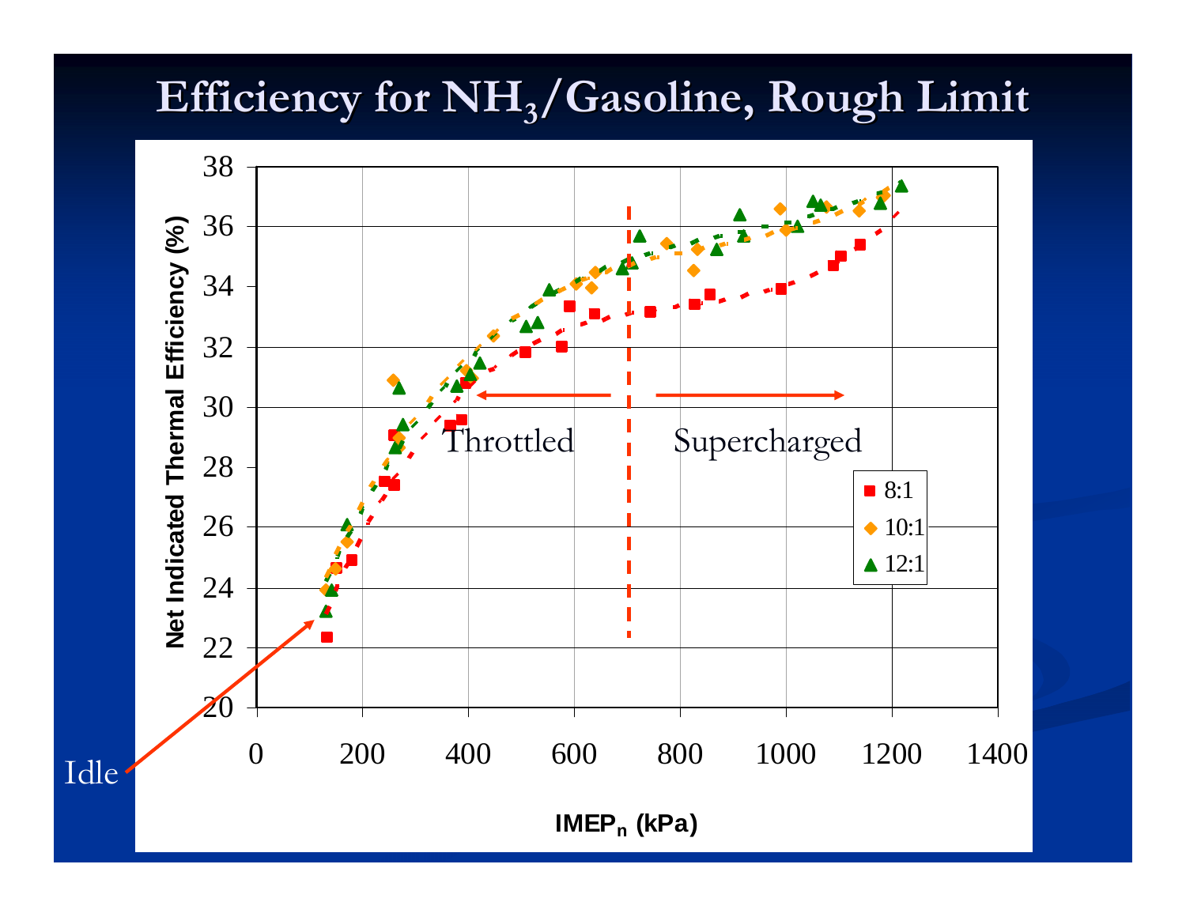# Efficiency for $NH_3$/Gasoline, Rough Limit

Net Indicated Thermal Efficiency (%)

$IMEP_n$ (kPa)

Throttled

Supercharged

Idle

8:1

10:1

12:1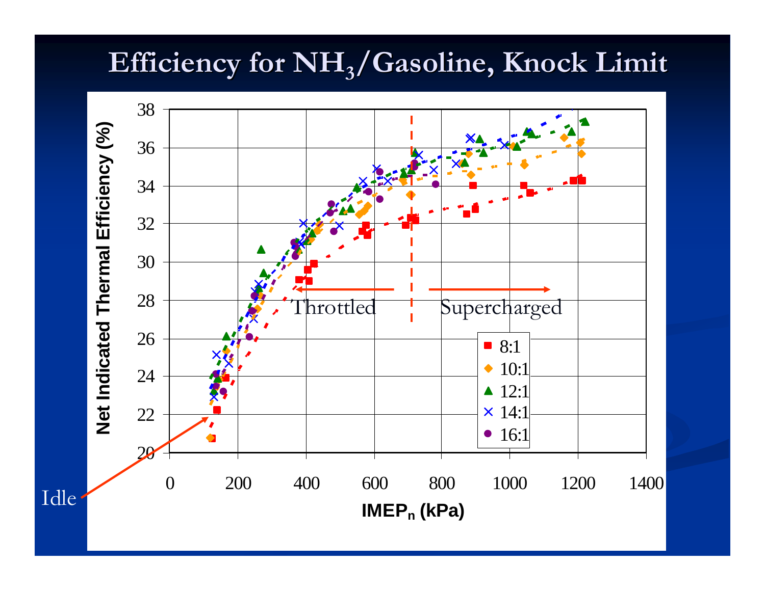# Efficiency for $NH_3$/Gasoline, Knock Limit

Net Indicated Thermal Efficiency (%)

$IMEP_n$ (kPa)

Throttled

Supercharged

Idle

8:1

10:1

12:1

14:1

16:1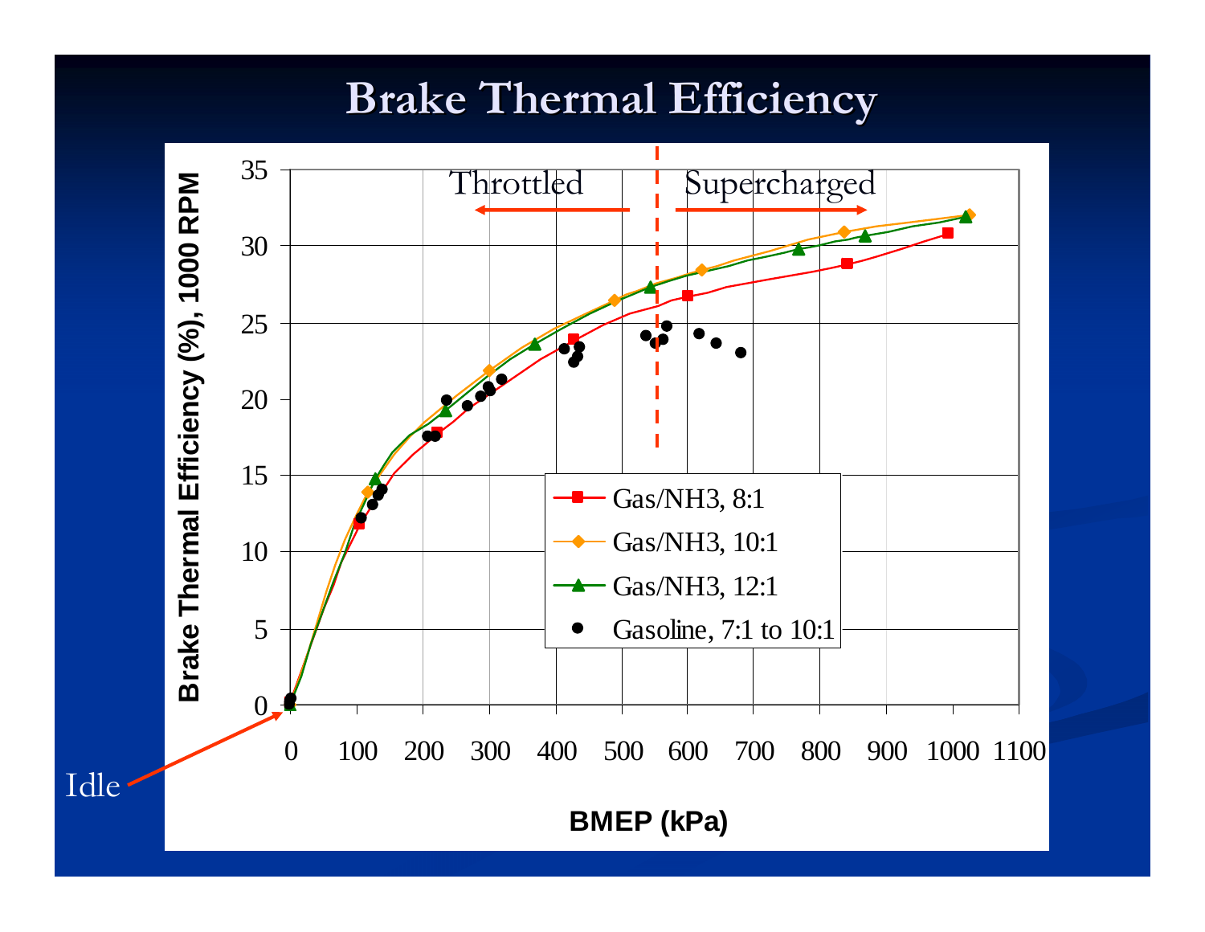# Brake Thermal Efficiency

Brake Thermal Efficiency (%), 1000 RPM

BMEP (kPa)

Throttled | Supercharged

Idle

- Gas/NH3, 8:1
- Gas/NH3, 10:1
- Gas/NH3, 12:1
- Gasoline, 7:1 to 10:1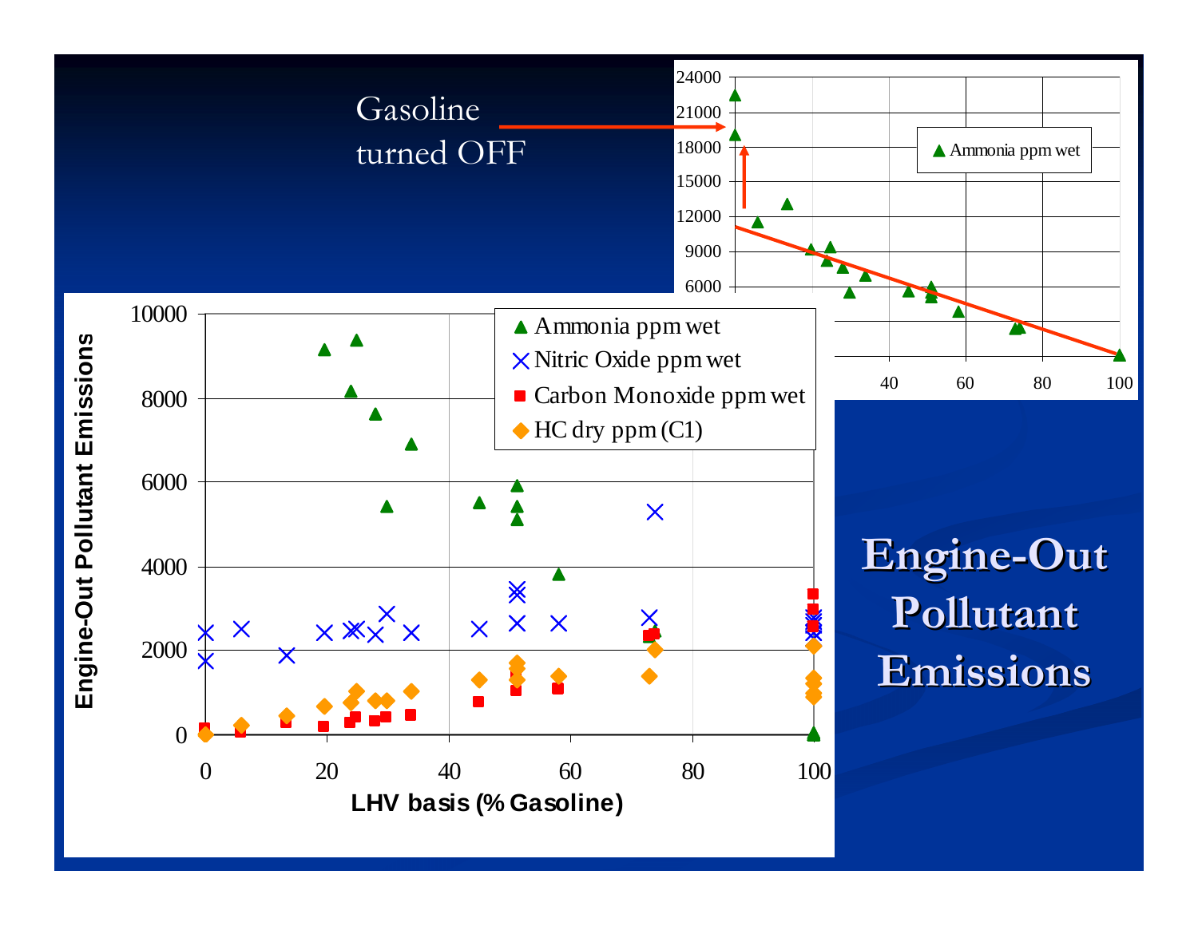# Engine-Out Pollutant Emissions

Gasoline turned OFF

Ammonia ppm wet

Engine-Out Pollutant Emissions

LHV basis (% Gasoline)

- Ammonia ppm wet
- Nitric Oxide ppm wet
- Carbon Monoxide ppm wet
- HC dry ppm (C1)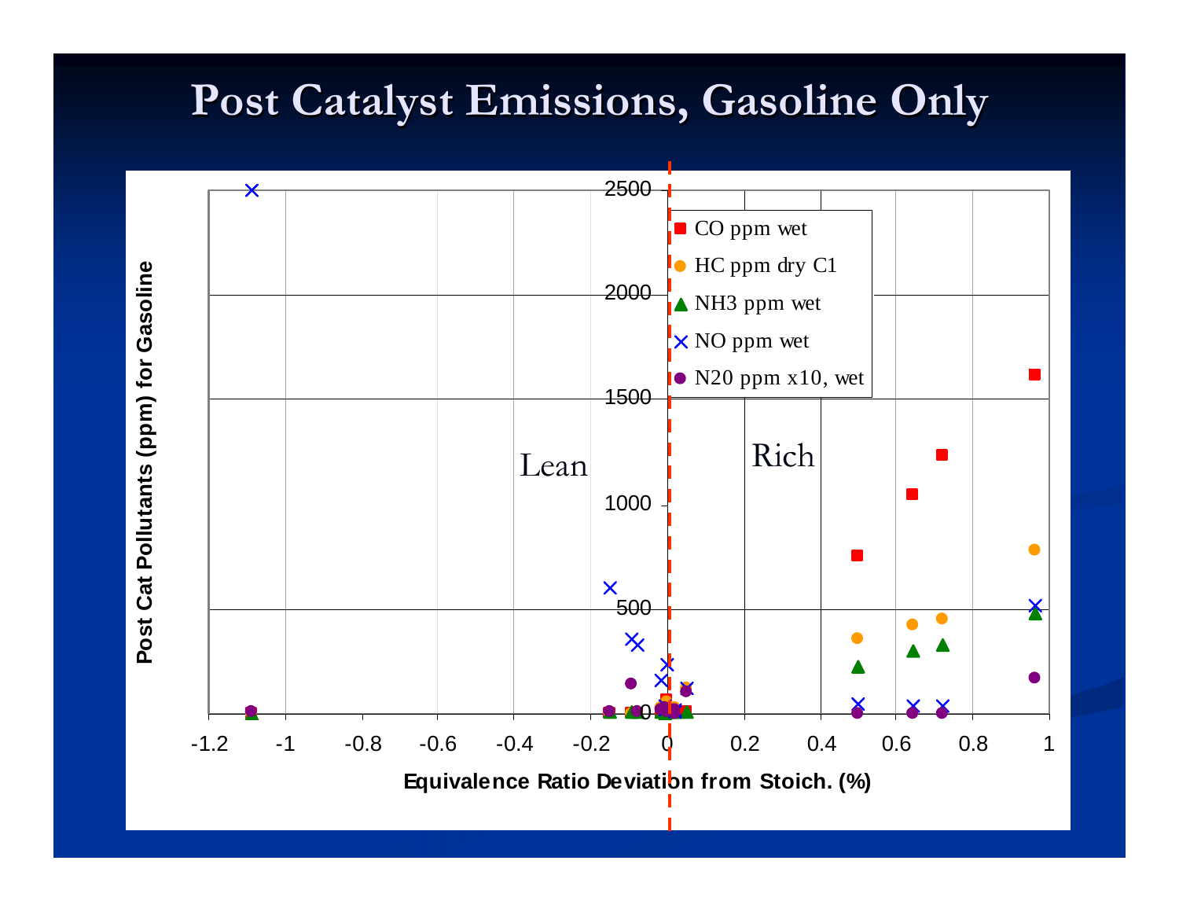# Post Catalyst Emissions, Gasoline Only

Post Cat Pollutants (ppm) for Gasoline

Lean

Rich

- CO ppm wet
- HC ppm dry C1
- $NH_3$ ppm wet
- NO ppm wet
- N20 ppm x10, wet

Equivalence Ratio Deviation from Stoich. (%)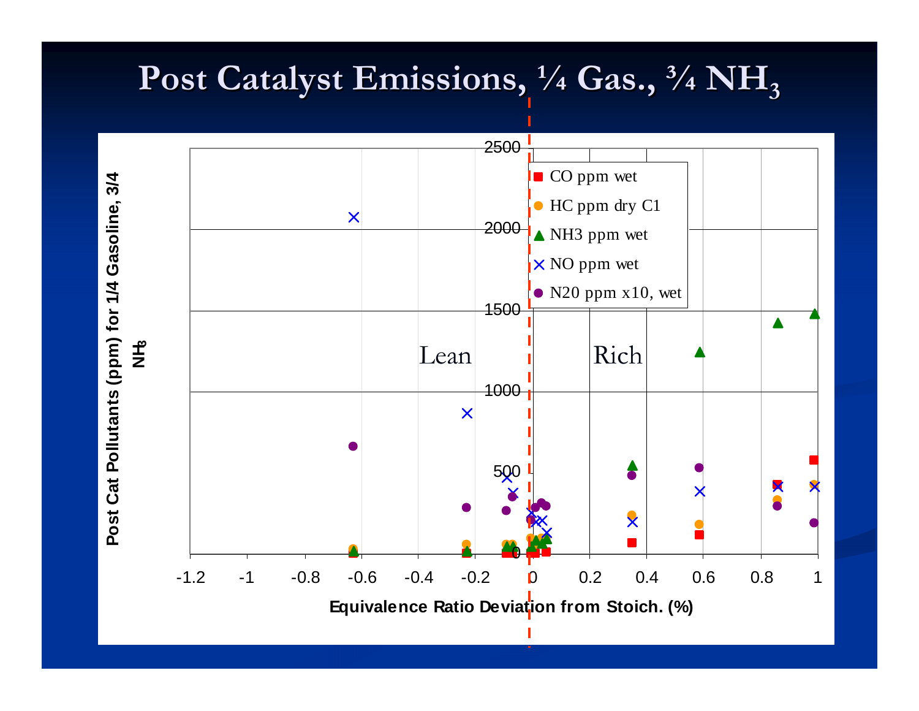# Post Catalyst Emissions, ¼ Gas., ¾ $NH_3$

Post Cat Pollutants (ppm) for 1/4 Gasoline, 3/4 $NH_3$

- CO ppm wet
- HC ppm dry C1
- NH3 ppm wet
- NO ppm wet
- N20 ppm x10, wet

Lean | Rich

Equivalence Ratio Deviation from Stoich. (%)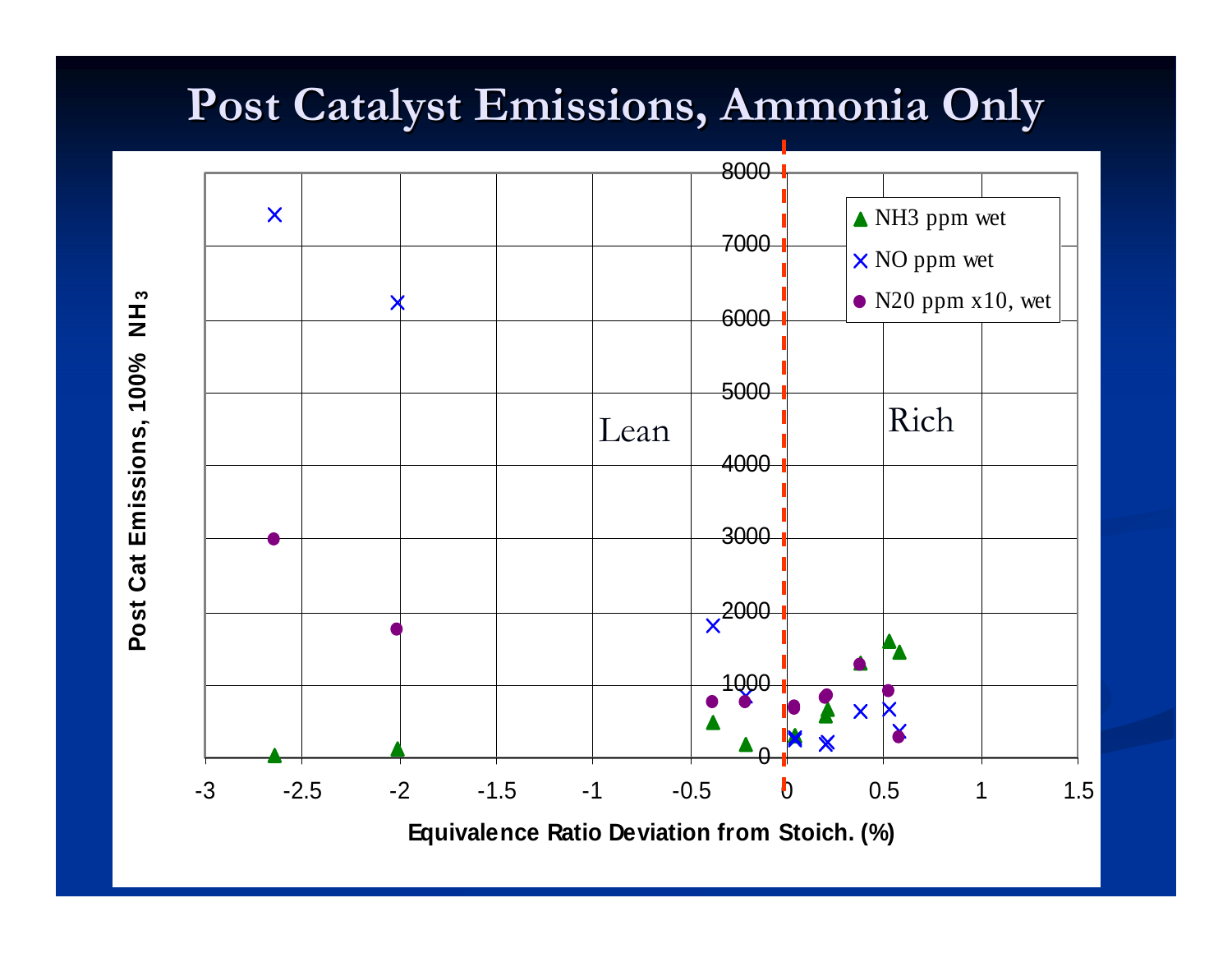# Post Catalyst Emissions, Ammonia Only

Post Cat Emissions, 100% $NH_3$

Equivalence Ratio Deviation from Stoich. (%)

Lean

Rich

- NH3 ppm wet
- NO ppm wet
- N20 ppm x10, wet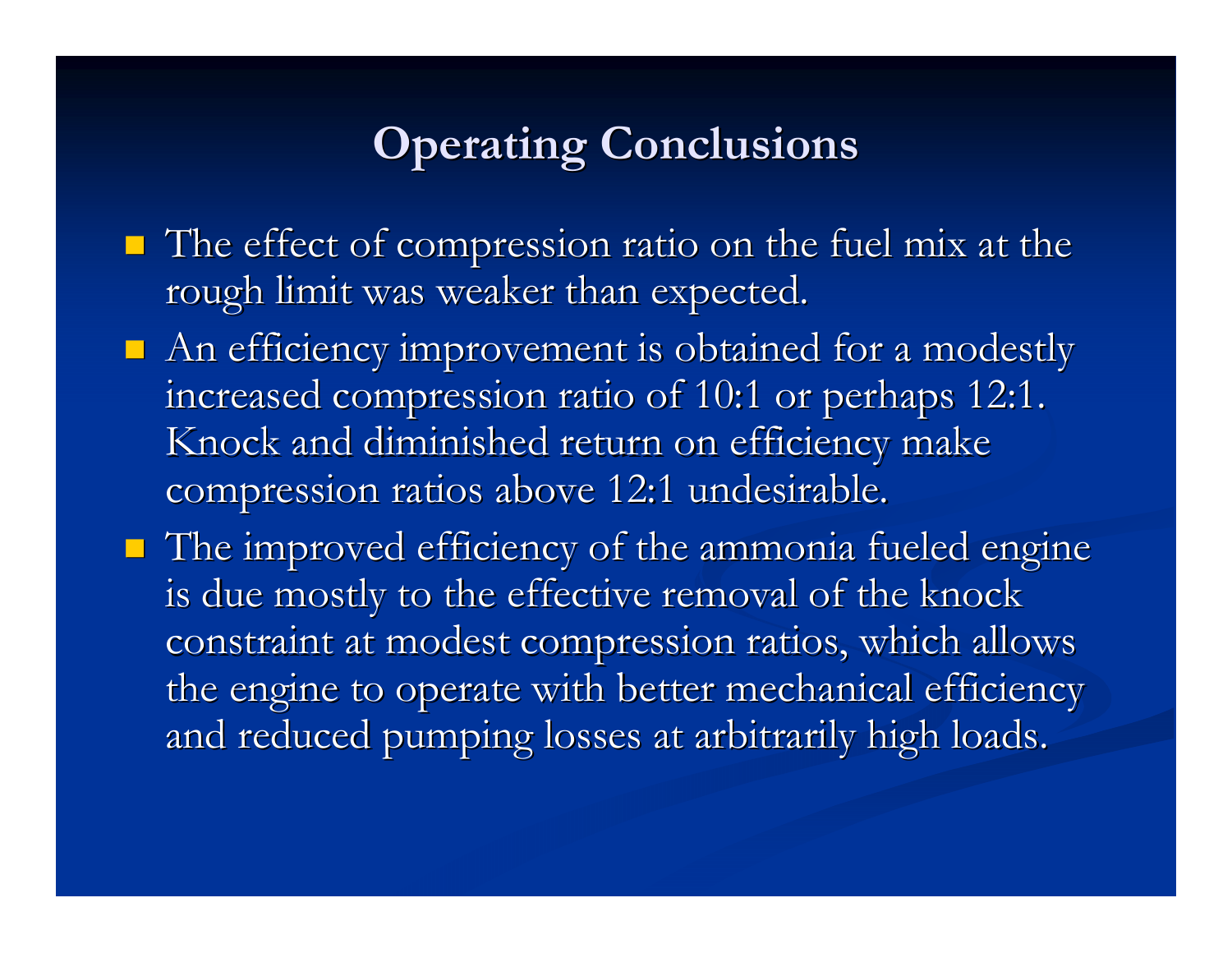# Operating Conclusions

- The effect of compression ratio on the fuel mix at the rough limit was weaker than expected.
- An efficiency improvement is obtained for a modestly increased compression ratio of 10:1 or perhaps 12:1. Knock and diminished return on efficiency make compression ratios above 12:1 undesirable.
- The improved efficiency of the ammonia fueled engine is due mostly to the effective removal of the knock constraint at modest compression ratios, which allows the engine to operate with better mechanical efficiency and reduced pumping losses at arbitrarily high loads.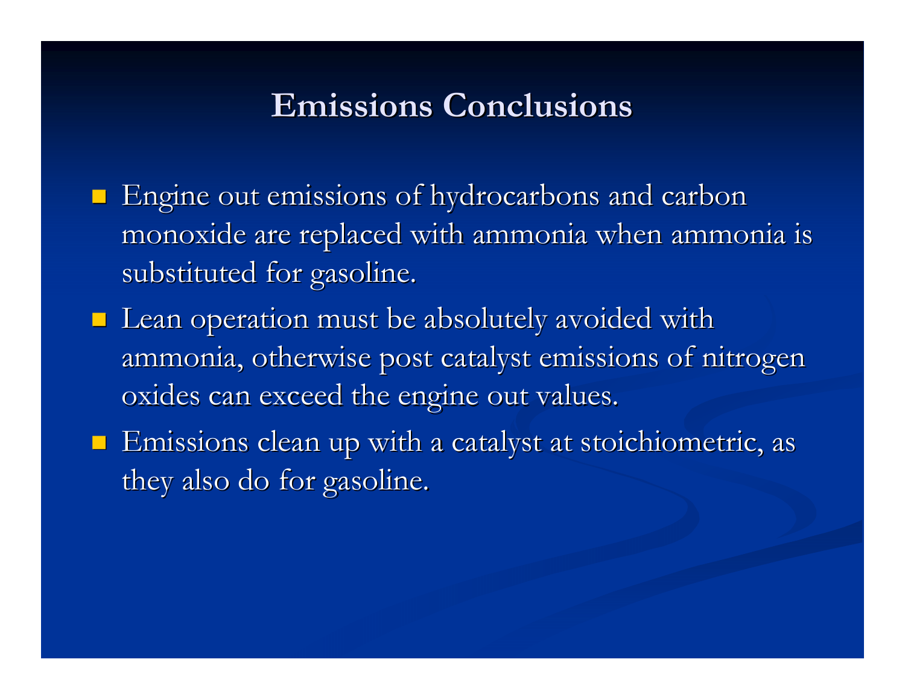# Emissions Conclusions

- Engine out emissions of hydrocarbons and carbon monoxide are replaced with ammonia when ammonia is substituted for gasoline.
- Lean operation must be absolutely avoided with ammonia, otherwise post catalyst emissions of nitrogen oxides can exceed the engine out values.
- Emissions clean up with a catalyst at stoichiometric, as they also do for gasoline.